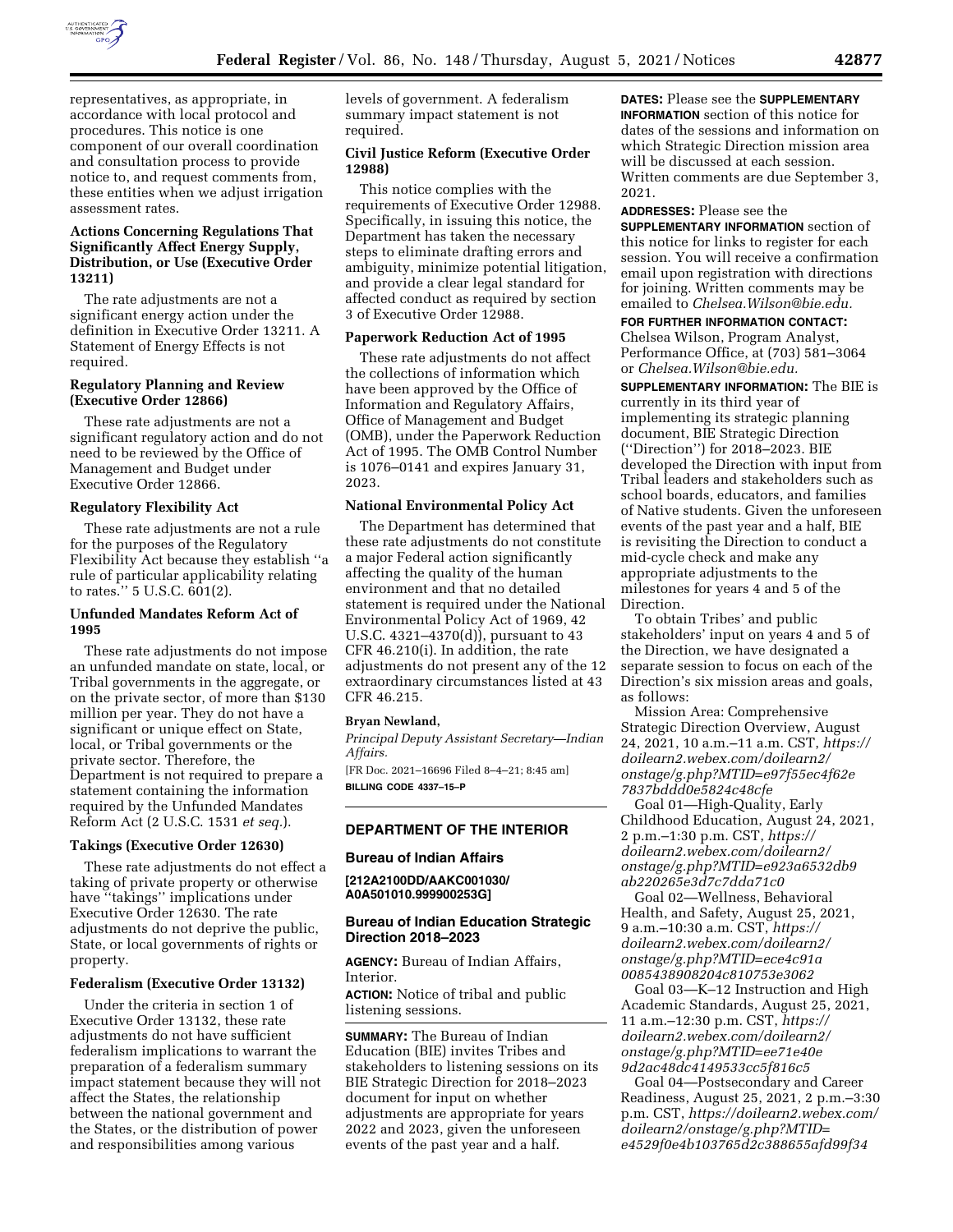representatives, as appropriate, in accordance with local protocol and procedures. This notice is one component of our overall coordination and consultation process to provide notice to, and request comments from, these entities when we adjust irrigation assessment rates.

### Actions Concerning Regulations That Significantly Affect Energy Supply, Distribution, or Use (Executive Order 13211)

The rate adjustments are not a significant energy action under the definition in Executive Order 13211. A Statement of Energy Effects is not required.

### Regulatory Planning and Review (Executive Order 12866)

These rate adjustments are not a significant regulatory action and do not need to be reviewed by the Office of Management and Budget under Executive Order 12866.

### Regulatory Flexibility Act

These rate adjustments are not a rule for the purposes of the Regulatory Flexibility Act because they establish ''a rule of particular applicability relating to rates.'' 5 U.S.C. 601(2).

### Unfunded Mandates Reform Act of 1995

These rate adjustments do not impose an unfunded mandate on state, local, or Tribal governments in the aggregate, or on the private sector, of more than $130 million per year. They do not have a significant or unique effect on State, local, or Tribal governments or the private sector. Therefore, the Department is not required to prepare a statement containing the information required by the Unfunded Mandates Reform Act (2 U.S.C. 1531 *et seq.*).

### Takings (Executive Order 12630)

These rate adjustments do not effect a taking of private property or otherwise have ''takings'' implications under Executive Order 12630. The rate adjustments do not deprive the public, State, or local governments of rights or property.

### Federalism (Executive Order 13132)

Under the criteria in section 1 of Executive Order 13132, these rate adjustments do not have sufficient federalism implications to warrant the preparation of a federalism summary impact statement because they will not affect the States, the relationship between the national government and the States, or the distribution of power and responsibilities among various levels of government. A federalism summary impact statement is not required.

### Civil Justice Reform (Executive Order 12988)

This notice complies with the requirements of Executive Order 12988. Specifically, in issuing this notice, the Department has taken the necessary steps to eliminate drafting errors and ambiguity, minimize potential litigation, and provide a clear legal standard for affected conduct as required by section 3 of Executive Order 12988.

### Paperwork Reduction Act of 1995

These rate adjustments do not affect the collections of information which have been approved by the Office of Information and Regulatory Affairs, Office of Management and Budget (OMB), under the Paperwork Reduction Act of 1995. The OMB Control Number is 1076–0141 and expires January 31, 2023.

### National Environmental Policy Act

The Department has determined that these rate adjustments do not constitute a major Federal action significantly affecting the quality of the human environment and that no detailed statement is required under the National Environmental Policy Act of 1969, 42 U.S.C. 4321–4370(d)), pursuant to 43 CFR 46.210(i). In addition, the rate adjustments do not present any of the 12 extraordinary circumstances listed at 43 CFR 46.215.

**Bryan Newland,**

*Principal Deputy Assistant Secretary—Indian Affairs.*

[FR Doc. 2021–16696 Filed 8–4–21; 8:45 am]

**BILLING CODE 4337–15–P**

## DEPARTMENT OF THE INTERIOR

### Bureau of Indian Affairs

**[212A2100DD/AAKC001030/A0A501010.999900253G]**

### Bureau of Indian Education Strategic Direction 2018–2023

**AGENCY:** Bureau of Indian Affairs, Interior.

**ACTION:** Notice of tribal and public listening sessions.

**SUMMARY:** The Bureau of Indian Education (BIE) invites Tribes and stakeholders to listening sessions on its BIE Strategic Direction for 2018–2023 document for input on whether adjustments are appropriate for years 2022 and 2023, given the unforeseen events of the past year and a half.

**DATES:** Please see the **SUPPLEMENTARY INFORMATION** section of this notice for dates of the sessions and information on which Strategic Direction mission area will be discussed at each session. Written comments are due September 3, 2021.

**ADDRESSES:** Please see the **SUPPLEMENTARY INFORMATION** section of this notice for links to register for each session. You will receive a confirmation email upon registration with directions for joining. Written comments may be emailed to *Chelsea.Wilson@bie.edu.*

**FOR FURTHER INFORMATION CONTACT:** Chelsea Wilson, Program Analyst, Performance Office, at (703) 581–3064 or *Chelsea.Wilson@bie.edu.*

**SUPPLEMENTARY INFORMATION:** The BIE is currently in its third year of implementing its strategic planning document, BIE Strategic Direction (''Direction'') for 2018–2023. BIE developed the Direction with input from Tribal leaders and stakeholders such as school boards, educators, and families of Native students. Given the unforeseen events of the past year and a half, BIE is revisiting the Direction to conduct a mid-cycle check and make any appropriate adjustments to the milestones for years 4 and 5 of the Direction.

To obtain Tribes' and public stakeholders' input on years 4 and 5 of the Direction, we have designated a separate session to focus on each of the Direction's six mission areas and goals, as follows:

Mission Area: Comprehensive Strategic Direction Overview, August 24, 2021, 10 a.m.–11 a.m. CST, *https://doilearn2.webex.com/doilearn2/onstage/g.php?MTID=e97f55ec4f62e7837bddd0e5824c48cfe*

Goal 01—High-Quality, Early Childhood Education, August 24, 2021, 2 p.m.–1:30 p.m. CST, *https://doilearn2.webex.com/doilearn2/onstage/g.php?MTID=e923a6532db9ab220265e3d7c7dda71c0*

Goal 02—Wellness, Behavioral Health, and Safety, August 25, 2021, 9 a.m.–10:30 a.m. CST, *https://doilearn2.webex.com/doilearn2/onstage/g.php?MTID=ece4c91a0085438908204c810753e3062*

Goal 03—K–12 Instruction and High Academic Standards, August 25, 2021, 11 a.m.–12:30 p.m. CST, *https://doilearn2.webex.com/doilearn2/onstage/g.php?MTID=ee71e40e9d2ac48dc4149533cc5f816c5*

Goal 04—Postsecondary and Career Readiness, August 25, 2021, 2 p.m.–3:30 p.m. CST, *https://doilearn2.webex.com/doilearn2/onstage/g.php?MTID=e4529f0e4b103765d2c388655afd99f34*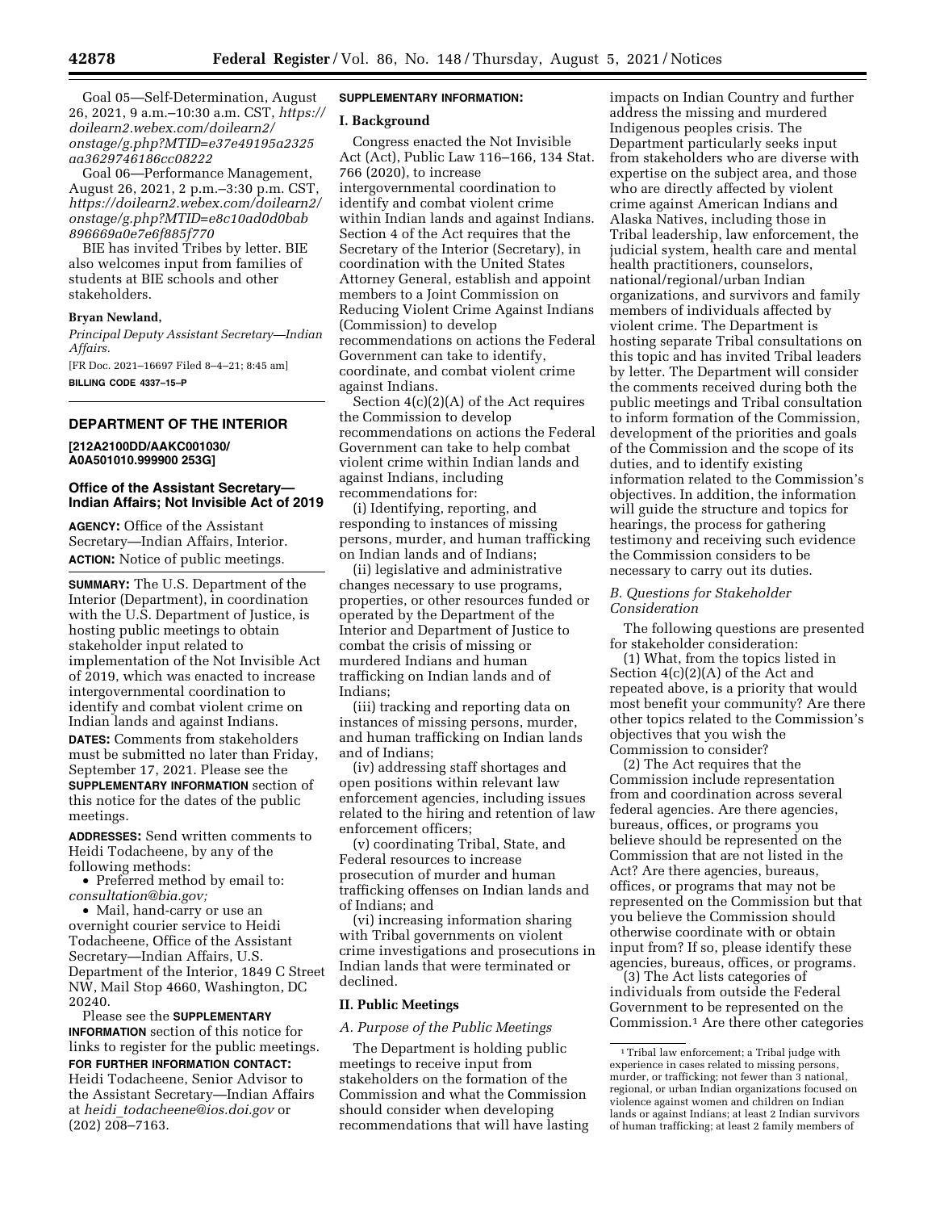Goal 05—Self-Determination, August 26, 2021, 9 a.m.–10:30 a.m. CST, *https://doilearn2.webex.com/doilearn2/onstage/g.php?MTID=e37e49195a2325aa3629746186cc08222*

Goal 06—Performance Management, August 26, 2021, 2 p.m.–3:30 p.m. CST, *https://doilearn2.webex.com/doilearn2/onstage/g.php?MTID=e8c10ad0d0bab896669a0e7e6f885f770*

BIE has invited Tribes by letter. BIE also welcomes input from families of students at BIE schools and other stakeholders.

**Bryan Newland,**

*Principal Deputy Assistant Secretary—Indian Affairs.*

[FR Doc. 2021–16697 Filed 8–4–21; 8:45 am]

**BILLING CODE 4337–15–P**

## DEPARTMENT OF THE INTERIOR

**[212A2100DD/AAKC001030/A0A501010.999900 253G]**

## Office of the Assistant Secretary—Indian Affairs; Not Invisible Act of 2019

**AGENCY:** Office of the Assistant Secretary—Indian Affairs, Interior.

**ACTION:** Notice of public meetings.

**SUMMARY:** The U.S. Department of the Interior (Department), in coordination with the U.S. Department of Justice, is hosting public meetings to obtain stakeholder input related to implementation of the Not Invisible Act of 2019, which was enacted to increase intergovernmental coordination to identify and combat violent crime on Indian lands and against Indians.

**DATES:** Comments from stakeholders must be submitted no later than Friday, September 17, 2021. Please see the **SUPPLEMENTARY INFORMATION** section of this notice for the dates of the public meetings.

**ADDRESSES:** Send written comments to Heidi Todacheene, by any of the following methods:

- Preferred method by email to: *consultation@bia.gov;*
- Mail, hand-carry or use an overnight courier service to Heidi Todacheene, Office of the Assistant Secretary—Indian Affairs, U.S. Department of the Interior, 1849 C Street NW, Mail Stop 4660, Washington, DC 20240.

Please see the **SUPPLEMENTARY INFORMATION** section of this notice for links to register for the public meetings.

**FOR FURTHER INFORMATION CONTACT:** Heidi Todacheene, Senior Advisor to the Assistant Secretary—Indian Affairs at *heidi_todacheene@ios.doi.gov* or (202) 208–7163.

**SUPPLEMENTARY INFORMATION:**

### I. Background

Congress enacted the Not Invisible Act (Act), Public Law 116–166, 134 Stat. 766 (2020), to increase intergovernmental coordination to identify and combat violent crime within Indian lands and against Indians. Section 4 of the Act requires that the Secretary of the Interior (Secretary), in coordination with the United States Attorney General, establish and appoint members to a Joint Commission on Reducing Violent Crime Against Indians (Commission) to develop recommendations on actions the Federal Government can take to identify, coordinate, and combat violent crime against Indians.

Section 4(c)(2)(A) of the Act requires the Commission to develop recommendations on actions the Federal Government can take to help combat violent crime within Indian lands and against Indians, including recommendations for:

(i) Identifying, reporting, and responding to instances of missing persons, murder, and human trafficking on Indian lands and of Indians;

(ii) legislative and administrative changes necessary to use programs, properties, or other resources funded or operated by the Department of the Interior and Department of Justice to combat the crisis of missing or murdered Indians and human trafficking on Indian lands and of Indians;

(iii) tracking and reporting data on instances of missing persons, murder, and human trafficking on Indian lands and of Indians;

(iv) addressing staff shortages and open positions within relevant law enforcement agencies, including issues related to the hiring and retention of law enforcement officers;

(v) coordinating Tribal, State, and Federal resources to increase prosecution of murder and human trafficking offenses on Indian lands and of Indians; and

(vi) increasing information sharing with Tribal governments on violent crime investigations and prosecutions in Indian lands that were terminated or declined.

### II. Public Meetings

#### *A. Purpose of the Public Meetings*

The Department is holding public meetings to receive input from stakeholders on the formation of the Commission and what the Commission should consider when developing recommendations that will have lasting impacts on Indian Country and further address the missing and murdered Indigenous peoples crisis. The Department particularly seeks input from stakeholders who are diverse with expertise on the subject area, and those who are directly affected by violent crime against American Indians and Alaska Natives, including those in Tribal leadership, law enforcement, the judicial system, health care and mental health practitioners, counselors, national/regional/urban Indian organizations, and survivors and family members of individuals affected by violent crime. The Department is hosting separate Tribal consultations on this topic and has invited Tribal leaders by letter. The Department will consider the comments received during both the public meetings and Tribal consultation to inform formation of the Commission, development of the priorities and goals of the Commission and the scope of its duties, and to identify existing information related to the Commission's objectives. In addition, the information will guide the structure and topics for hearings, the process for gathering testimony and receiving such evidence the Commission considers to be necessary to carry out its duties.

#### *B. Questions for Stakeholder Consideration*

The following questions are presented for stakeholder consideration:

(1) What, from the topics listed in Section 4(c)(2)(A) of the Act and repeated above, is a priority that would most benefit your community? Are there other topics related to the Commission's objectives that you wish the Commission to consider?

(2) The Act requires that the Commission include representation from and coordination across several federal agencies. Are there agencies, bureaus, offices, or programs you believe should be represented on the Commission that are not listed in the Act? Are there agencies, bureaus, offices, or programs that may not be represented on the Commission but that you believe the Commission should otherwise coordinate with or obtain input from? If so, please identify these agencies, bureaus, offices, or programs.

(3) The Act lists categories of individuals from outside the Federal Government to be represented on the Commission.[1] Are there other categories

[1] Tribal law enforcement; a Tribal judge with experience in cases related to missing persons, murder, or trafficking; not fewer than 3 national, regional, or urban Indian organizations focused on violence against women and children on Indian lands or against Indians; at least 2 Indian survivors of human trafficking; at least 2 family members of